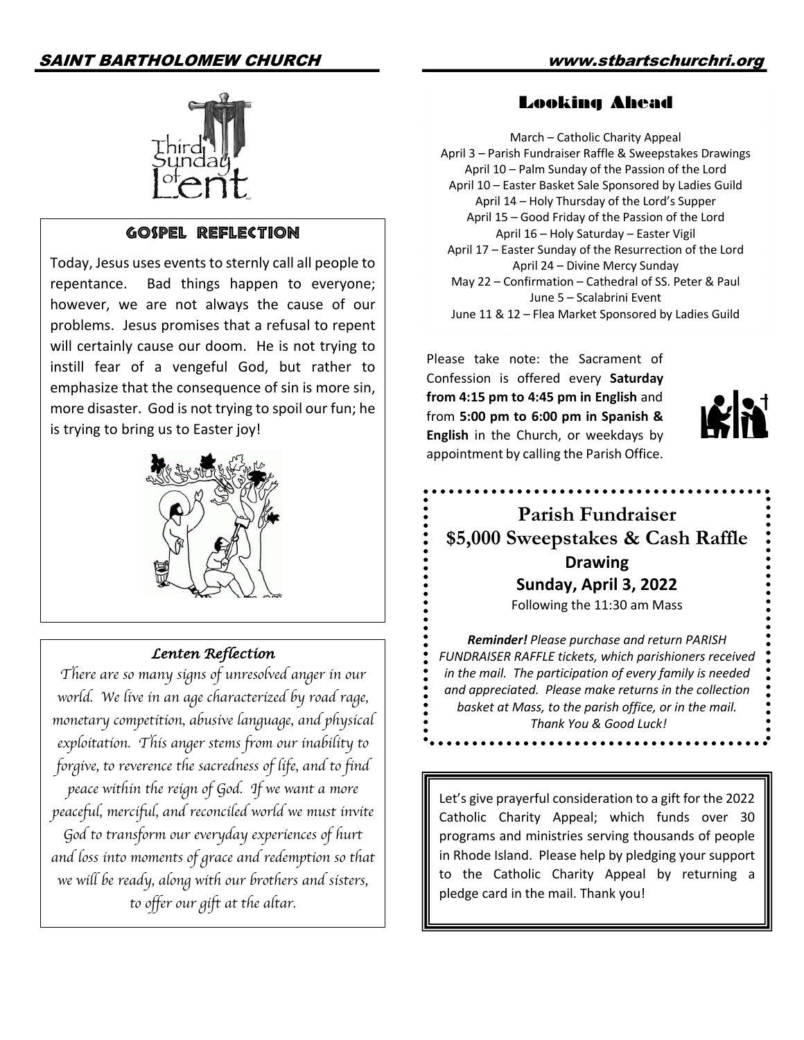## Third Sunday of Lent

### Gospel Reflection

Today, Jesus uses events to sternly call all people to repentance. Bad things happen to everyone; however, we are not always the cause of our problems. Jesus promises that a refusal to repent will certainly cause our doom. He is not trying to instill fear of a vengeful God, but rather to emphasize that the consequence of sin is more sin, more disaster. God is not trying to spoil our fun; he is trying to bring us to Easter joy!

### *Lenten Reflection*

*There are so many signs of unresolved anger in our world. We live in an age characterized by road rage, monetary competition, abusive language, and physical exploitation. This anger stems from our inability to forgive, to reverence the sacredness of life, and to find peace within the reign of God. If we want a more peaceful, merciful, and reconciled world we must invite God to transform our everyday experiences of hurt and loss into moments of grace and redemption so that we will be ready, along with our brothers and sisters, to offer our gift at the altar.*

## Looking Ahead

March – Catholic Charity Appeal
April 3 – Parish Fundraiser Raffle & Sweepstakes Drawings
April 10 – Palm Sunday of the Passion of the Lord
April 10 – Easter Basket Sale Sponsored by Ladies Guild
April 14 – Holy Thursday of the Lord's Supper
April 15 – Good Friday of the Passion of the Lord
April 16 – Holy Saturday – Easter Vigil
April 17 – Easter Sunday of the Resurrection of the Lord
April 24 – Divine Mercy Sunday
May 22 – Confirmation – Cathedral of SS. Peter & Paul
June 5 – Scalabrini Event
June 11 & 12 – Flea Market Sponsored by Ladies Guild

Please take note: the Sacrament of Confession is offered every **Saturday from 4:15 pm to 4:45 pm in English** and from **5:00 pm to 6:00 pm in Spanish & English** in the Church, or weekdays by appointment by calling the Parish Office.

## Parish Fundraiser
## $5,000 Sweepstakes & Cash Raffle

**Drawing**

**Sunday, April 3, 2022**

Following the 11:30 am Mass

***Reminder!*** *Please purchase and return PARISH FUNDRAISER RAFFLE tickets, which parishioners received in the mail. The participation of every family is needed and appreciated. Please make returns in the collection basket at Mass, to the parish office, or in the mail. Thank You & Good Luck!*

Let's give prayerful consideration to a gift for the 2022 Catholic Charity Appeal; which funds over 30 programs and ministries serving thousands of people in Rhode Island. Please help by pledging your support to the Catholic Charity Appeal by returning a pledge card in the mail. Thank you!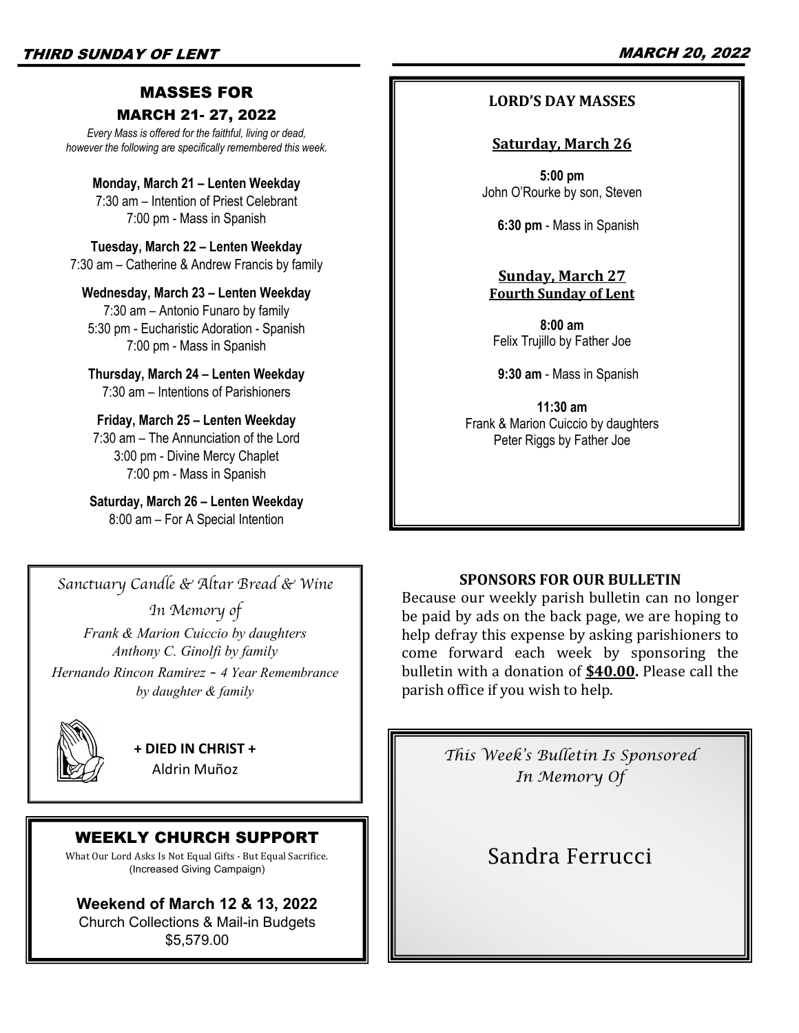THIRD SUNDAY OF LENT

MARCH 20, 2022

## MASSES FOR MARCH 21- 27, 2022

*Every Mass is offered for the faithful, living or dead, however the following are specifically remembered this week.*

**Monday, March 21 – Lenten Weekday**
7:30 am – Intention of Priest Celebrant
7:00 pm - Mass in Spanish

**Tuesday, March 22 – Lenten Weekday**
7:30 am – Catherine & Andrew Francis by family

**Wednesday, March 23 – Lenten Weekday**
7:30 am – Antonio Funaro by family
5:30 pm - Eucharistic Adoration - Spanish
7:00 pm - Mass in Spanish

**Thursday, March 24 – Lenten Weekday**
7:30 am – Intentions of Parishioners

**Friday, March 25 – Lenten Weekday**
7:30 am – The Annunciation of the Lord
3:00 pm - Divine Mercy Chaplet
7:00 pm - Mass in Spanish

**Saturday, March 26 – Lenten Weekday**
8:00 am – For A Special Intention

*Sanctuary Candle & Altar Bread & Wine*

*In Memory of*

*Frank & Marion Cuiccio by daughters*
*Anthony C. Ginolfi by family*
*Hernando Rincon Ramirez - 4 Year Remembrance by daughter & family*

**+ DIED IN CHRIST +**
Aldrin Muñoz

## WEEKLY CHURCH SUPPORT

What Our Lord Asks Is Not Equal Gifts - But Equal Sacrifice.
(Increased Giving Campaign)

**Weekend of March 12 & 13, 2022**
Church Collections & Mail-in Budgets
$5,579.00

## LORD'S DAY MASSES

**Saturday, March 26**

**5:00 pm**
John O'Rourke by son, Steven

**6:30 pm** - Mass in Spanish

**Sunday, March 27**
**Fourth Sunday of Lent**

**8:00 am**
Felix Trujillo by Father Joe

**9:30 am** - Mass in Spanish

**11:30 am**
Frank & Marion Cuiccio by daughters
Peter Riggs by Father Joe

## SPONSORS FOR OUR BULLETIN

Because our weekly parish bulletin can no longer be paid by ads on the back page, we are hoping to help defray this expense by asking parishioners to come forward each week by sponsoring the bulletin with a donation of **$40.00.** Please call the parish office if you wish to help.

*This Week's Bulletin Is Sponsored In Memory Of*

Sandra Ferrucci